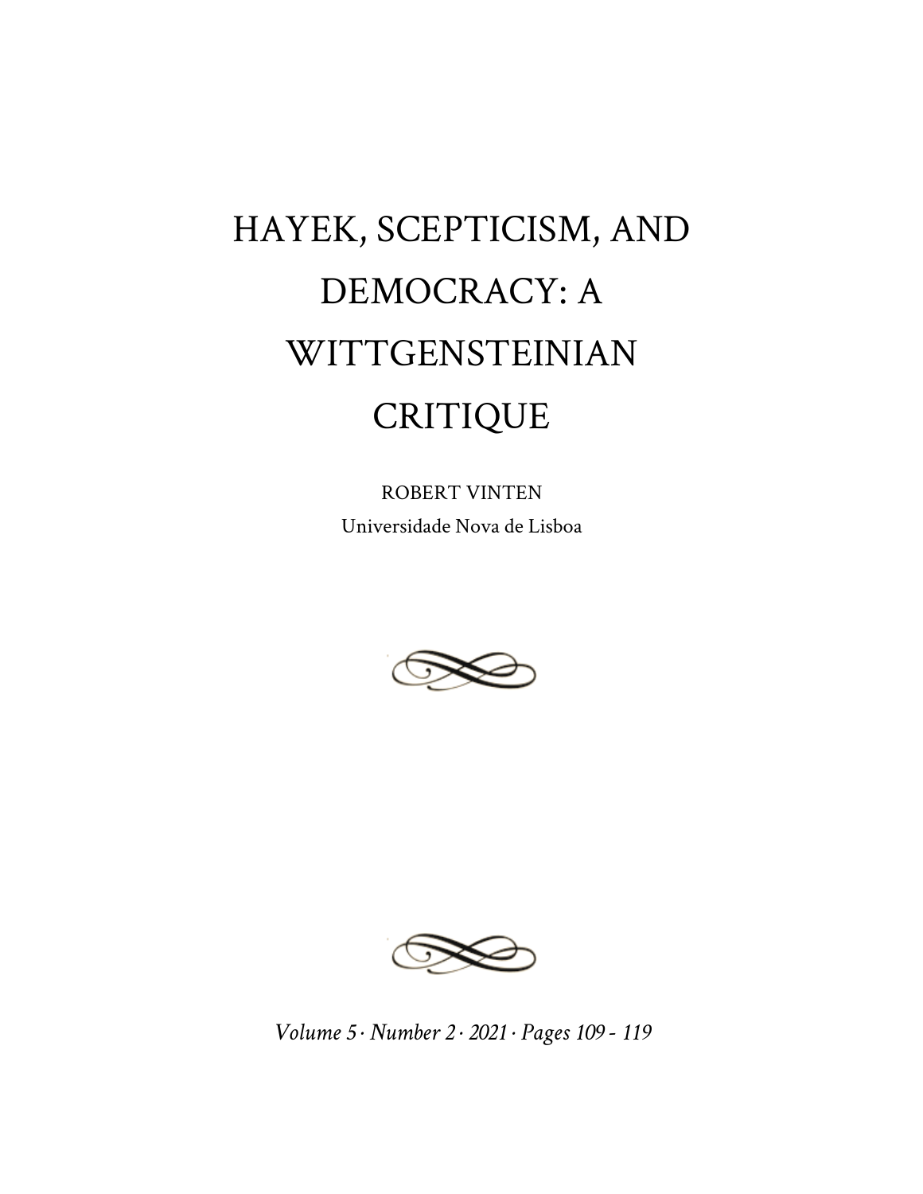# HAYEK, SCEPTICISM, AND DEMOCRACY: A WITTGENSTEINIAN CRITIQUE

ROBERT VINTEN

Universidade Nova de Lisboa

*Volume 5 · Number 2 · 2021 · Pages 109 - 119*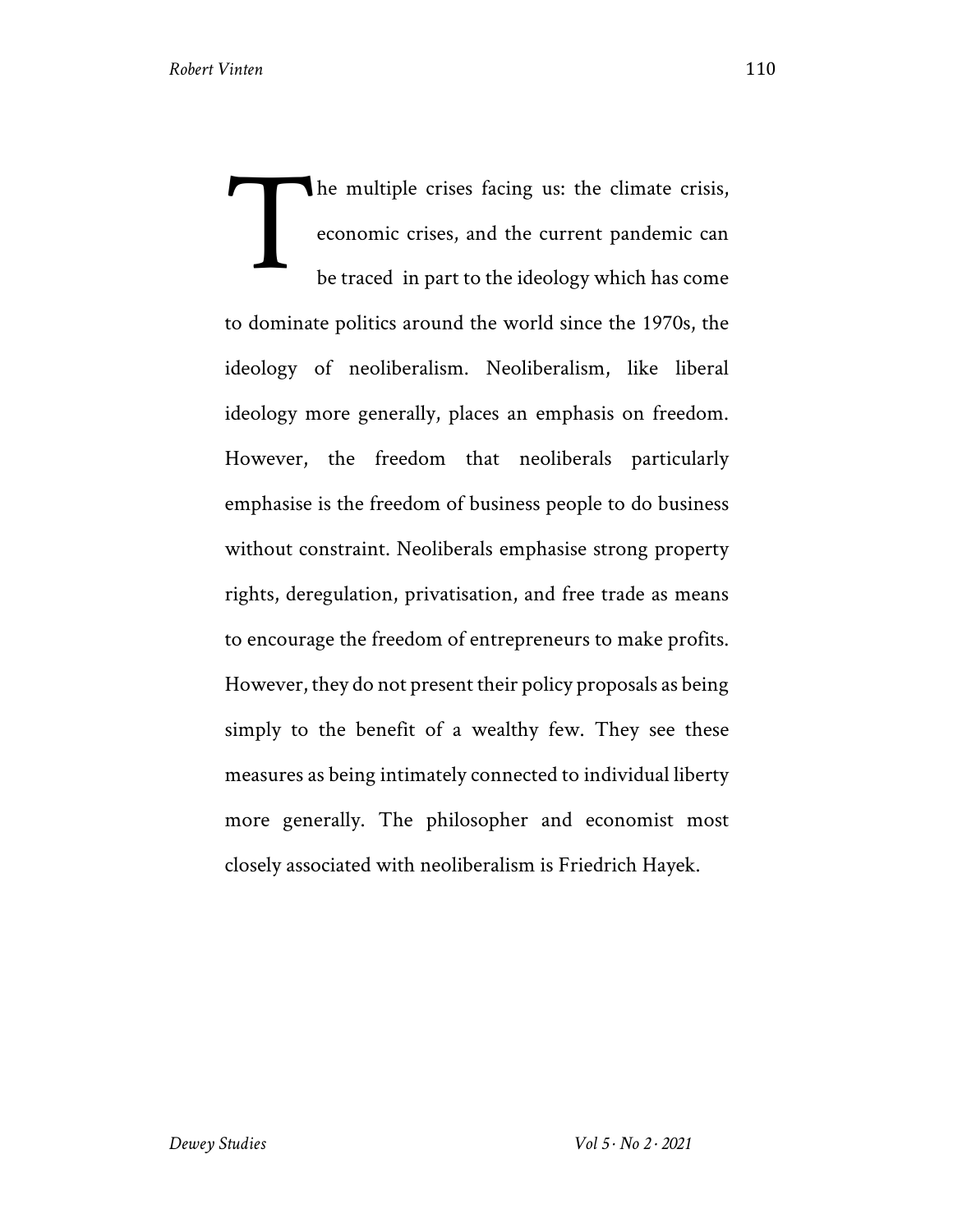The multiple crises facing us: the climate crisis, economic crises, and the current pandemic can be traced in part to the ideology which has come to dominate politics around the world since the 1970s, the ideology of neoliberalism. Neoliberalism, like liberal ideology more generally, places an emphasis on freedom. However, the freedom that neoliberals particularly emphasise is the freedom of business people to do business without constraint. Neoliberals emphasise strong property rights, deregulation, privatisation, and free trade as means to encourage the freedom of entrepreneurs to make profits. However, they do not present their policy proposals as being simply to the benefit of a wealthy few. They see these measures as being intimately connected to individual liberty more generally. The philosopher and economist most closely associated with neoliberalism is Friedrich Hayek.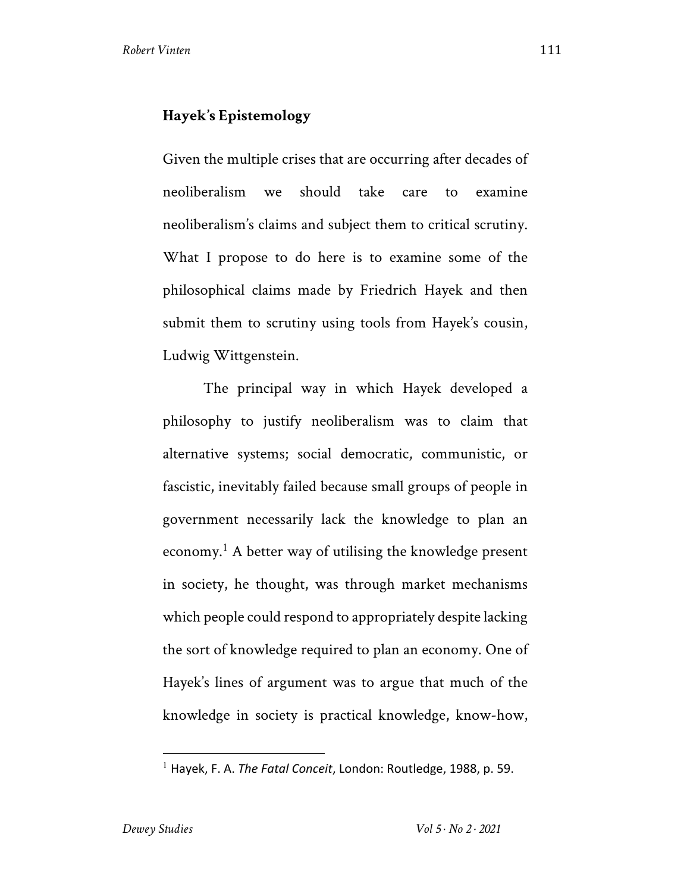## Hayek's Epistemology

Given the multiple crises that are occurring after decades of neoliberalism we should take care to examine neoliberalism's claims and subject them to critical scrutiny. What I propose to do here is to examine some of the philosophical claims made by Friedrich Hayek and then submit them to scrutiny using tools from Hayek's cousin, Ludwig Wittgenstein.

The principal way in which Hayek developed a philosophy to justify neoliberalism was to claim that alternative systems; social democratic, communistic, or fascistic, inevitably failed because small groups of people in government necessarily lack the knowledge to plan an economy.[1] A better way of utilising the knowledge present in society, he thought, was through market mechanisms which people could respond to appropriately despite lacking the sort of knowledge required to plan an economy. One of Hayek's lines of argument was to argue that much of the knowledge in society is practical knowledge, know-how,

[1] Hayek, F. A. *The Fatal Conceit*, London: Routledge, 1988, p. 59.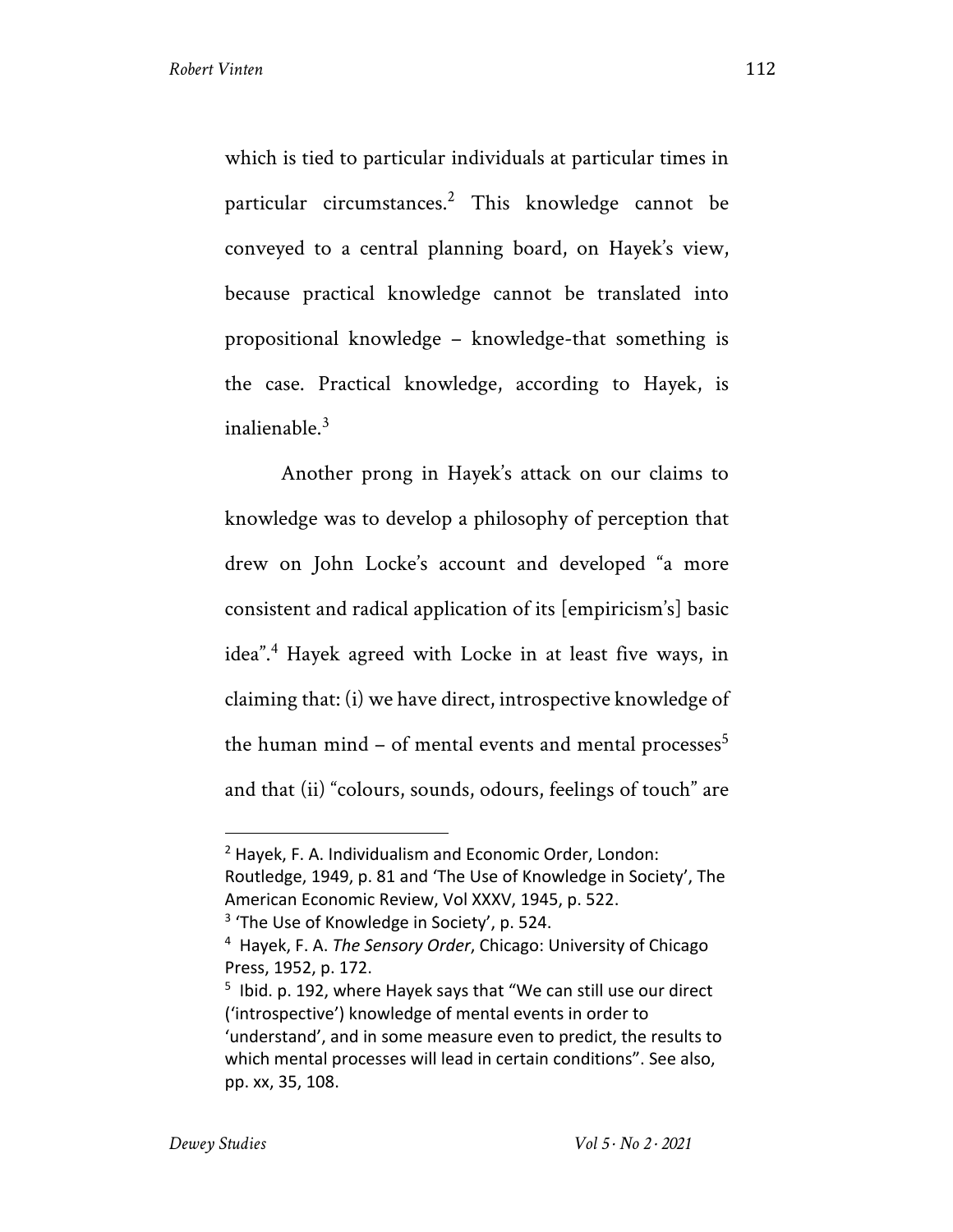which is tied to particular individuals at particular times in particular circumstances.[2] This knowledge cannot be conveyed to a central planning board, on Hayek's view, because practical knowledge cannot be translated into propositional knowledge – knowledge-that something is the case. Practical knowledge, according to Hayek, is inalienable.[3]

Another prong in Hayek's attack on our claims to knowledge was to develop a philosophy of perception that drew on John Locke's account and developed "a more consistent and radical application of its [empiricism's] basic idea".[4] Hayek agreed with Locke in at least five ways, in claiming that: (i) we have direct, introspective knowledge of the human mind – of mental events and mental processes[5] and that (ii) "colours, sounds, odours, feelings of touch" are

---

[2] Hayek, F. A. Individualism and Economic Order, London: Routledge, 1949, p. 81 and 'The Use of Knowledge in Society', The American Economic Review, Vol XXXV, 1945, p. 522.

[3] 'The Use of Knowledge in Society', p. 524.

[4] Hayek, F. A. *The Sensory Order*, Chicago: University of Chicago Press, 1952, p. 172.

[5] Ibid. p. 192, where Hayek says that "We can still use our direct ('introspective') knowledge of mental events in order to 'understand', and in some measure even to predict, the results to which mental processes will lead in certain conditions". See also, pp. xx, 35, 108.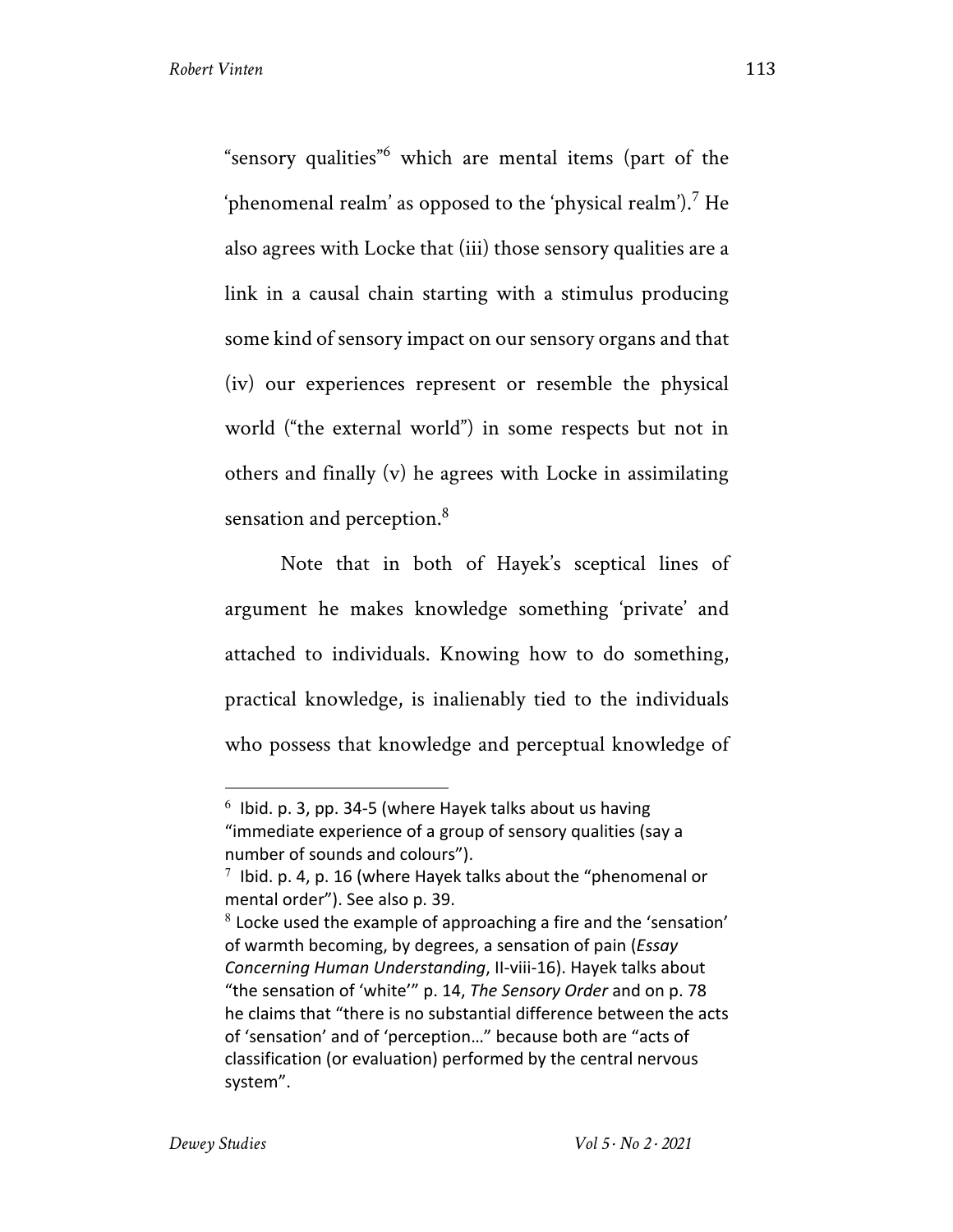"sensory qualities"[6] which are mental items (part of the 'phenomenal realm' as opposed to the 'physical realm').[7] He also agrees with Locke that (iii) those sensory qualities are a link in a causal chain starting with a stimulus producing some kind of sensory impact on our sensory organs and that (iv) our experiences represent or resemble the physical world ("the external world") in some respects but not in others and finally (v) he agrees with Locke in assimilating sensation and perception.[8]

Note that in both of Hayek's sceptical lines of argument he makes knowledge something 'private' and attached to individuals. Knowing how to do something, practical knowledge, is inalienably tied to the individuals who possess that knowledge and perceptual knowledge of

---

[6] Ibid. p. 3, pp. 34-5 (where Hayek talks about us having "immediate experience of a group of sensory qualities (say a number of sounds and colours").

[7] Ibid. p. 4, p. 16 (where Hayek talks about the "phenomenal or mental order"). See also p. 39.

[8] Locke used the example of approaching a fire and the 'sensation' of warmth becoming, by degrees, a sensation of pain (*Essay Concerning Human Understanding*, II-viii-16). Hayek talks about "the sensation of 'white'" p. 14, *The Sensory Order* and on p. 78 he claims that "there is no substantial difference between the acts of 'sensation' and of 'perception…" because both are "acts of classification (or evaluation) performed by the central nervous system".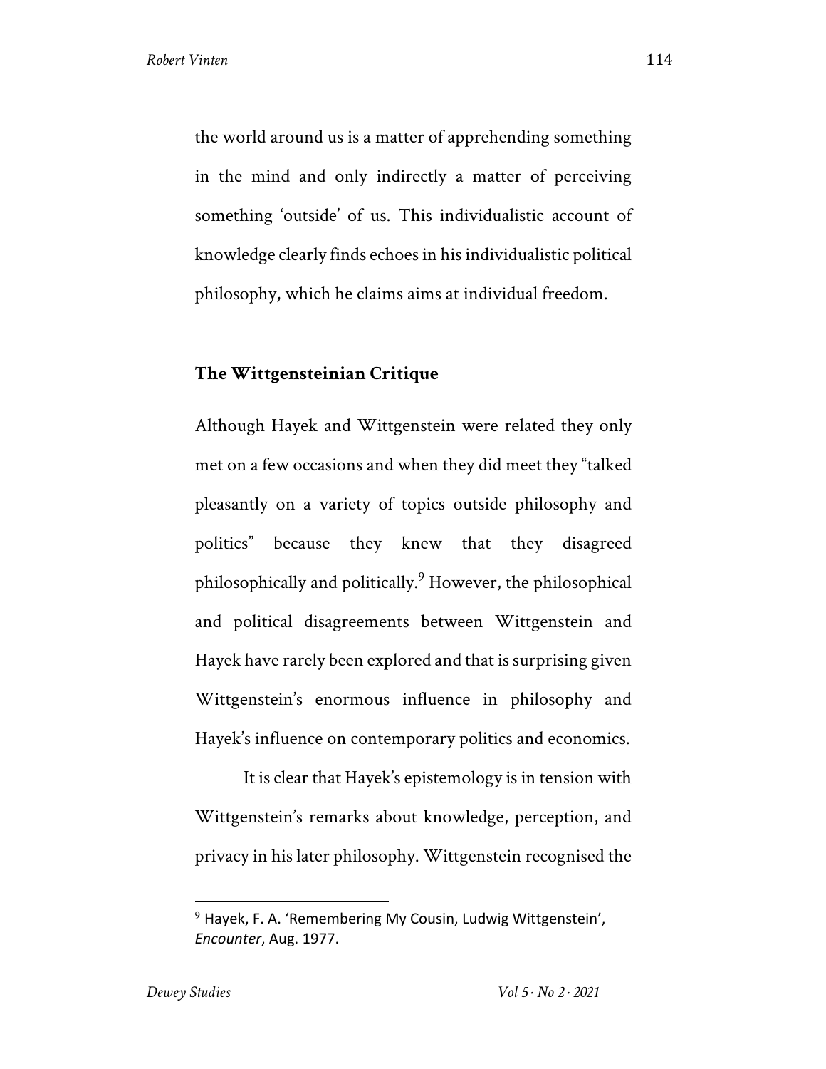the world around us is a matter of apprehending something in the mind and only indirectly a matter of perceiving something 'outside' of us. This individualistic account of knowledge clearly finds echoes in his individualistic political philosophy, which he claims aims at individual freedom.

## The Wittgensteinian Critique

Although Hayek and Wittgenstein were related they only met on a few occasions and when they did meet they "talked pleasantly on a variety of topics outside philosophy and politics" because they knew that they disagreed philosophically and politically.[9] However, the philosophical and political disagreements between Wittgenstein and Hayek have rarely been explored and that is surprising given Wittgenstein's enormous influence in philosophy and Hayek's influence on contemporary politics and economics.

It is clear that Hayek's epistemology is in tension with Wittgenstein's remarks about knowledge, perception, and privacy in his later philosophy. Wittgenstein recognised the

---

[9] Hayek, F. A. 'Remembering My Cousin, Ludwig Wittgenstein', *Encounter*, Aug. 1977.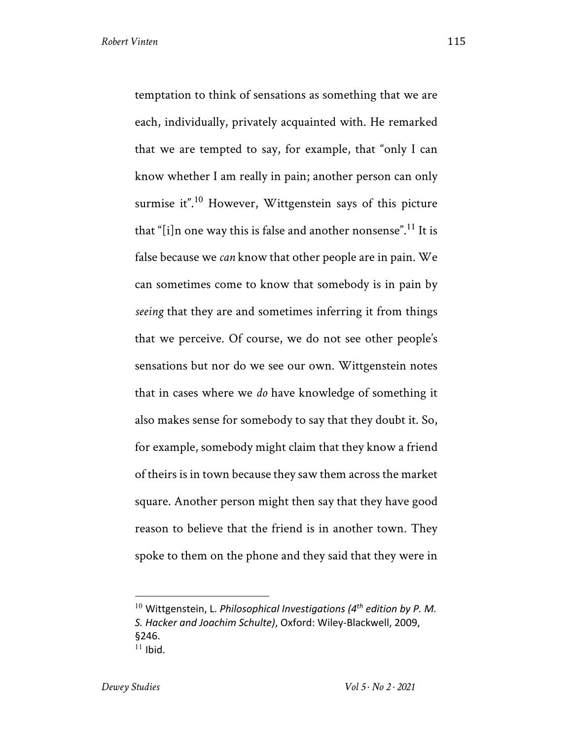temptation to think of sensations as something that we are each, individually, privately acquainted with. He remarked that we are tempted to say, for example, that "only I can know whether I am really in pain; another person can only surmise it".[10] However, Wittgenstein says of this picture that "[i]n one way this is false and another nonsense".[11] It is false because we *can* know that other people are in pain. We can sometimes come to know that somebody is in pain by *seeing* that they are and sometimes inferring it from things that we perceive. Of course, we do not see other people's sensations but nor do we see our own. Wittgenstein notes that in cases where we *do* have knowledge of something it also makes sense for somebody to say that they doubt it. So, for example, somebody might claim that they know a friend of theirs is in town because they saw them across the market square. Another person might then say that they have good reason to believe that the friend is in another town. They spoke to them on the phone and they said that they were in

---

[10] Wittgenstein, L. *Philosophical Investigations (4th edition by P. M. S. Hacker and Joachim Schulte)*, Oxford: Wiley-Blackwell, 2009, §246.

[11] Ibid.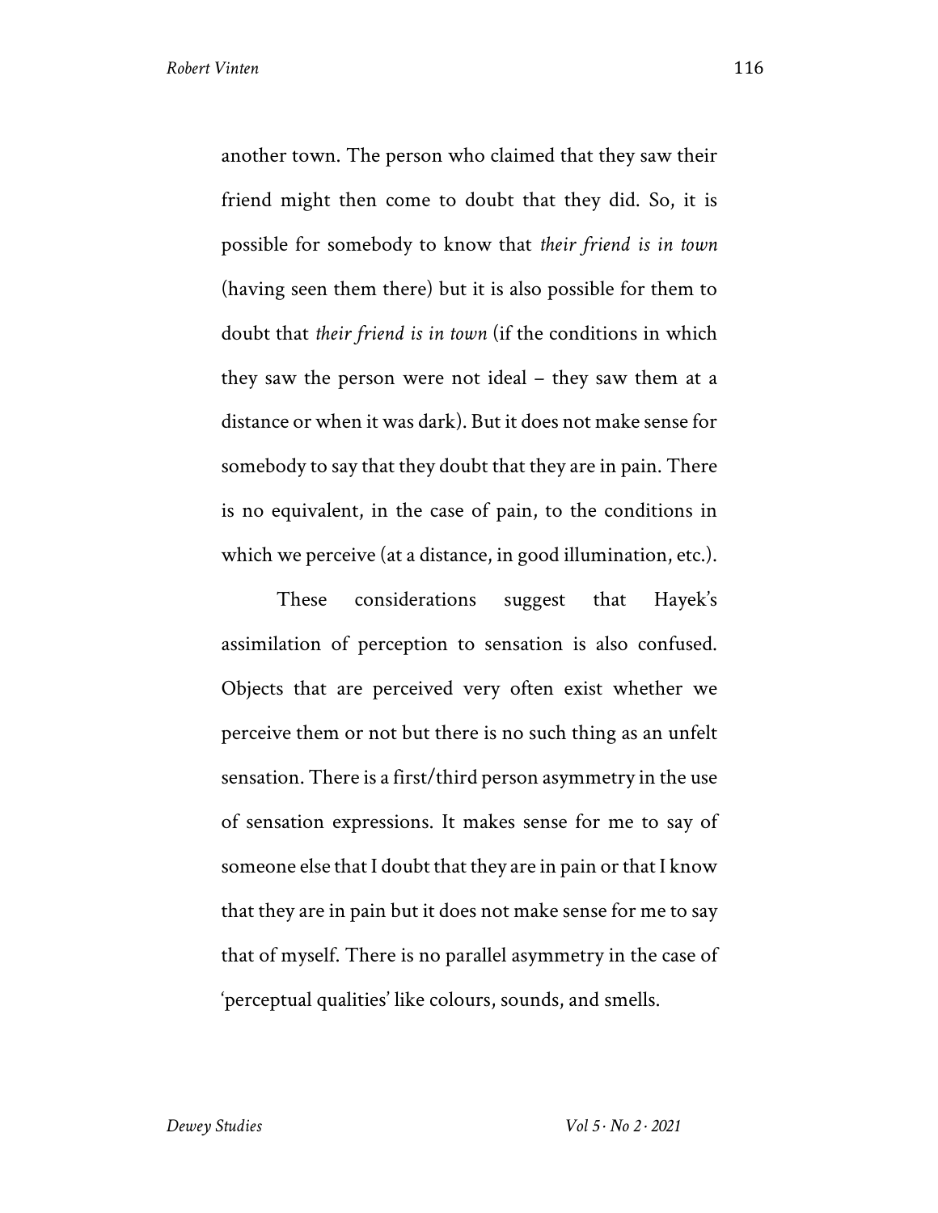another town. The person who claimed that they saw their friend might then come to doubt that they did. So, it is possible for somebody to know that *their friend is in town* (having seen them there) but it is also possible for them to doubt that *their friend is in town* (if the conditions in which they saw the person were not ideal – they saw them at a distance or when it was dark). But it does not make sense for somebody to say that they doubt that they are in pain. There is no equivalent, in the case of pain, to the conditions in which we perceive (at a distance, in good illumination, etc.).

These considerations suggest that Hayek's assimilation of perception to sensation is also confused. Objects that are perceived very often exist whether we perceive them or not but there is no such thing as an unfelt sensation. There is a first/third person asymmetry in the use of sensation expressions. It makes sense for me to say of someone else that I doubt that they are in pain or that I know that they are in pain but it does not make sense for me to say that of myself. There is no parallel asymmetry in the case of 'perceptual qualities' like colours, sounds, and smells.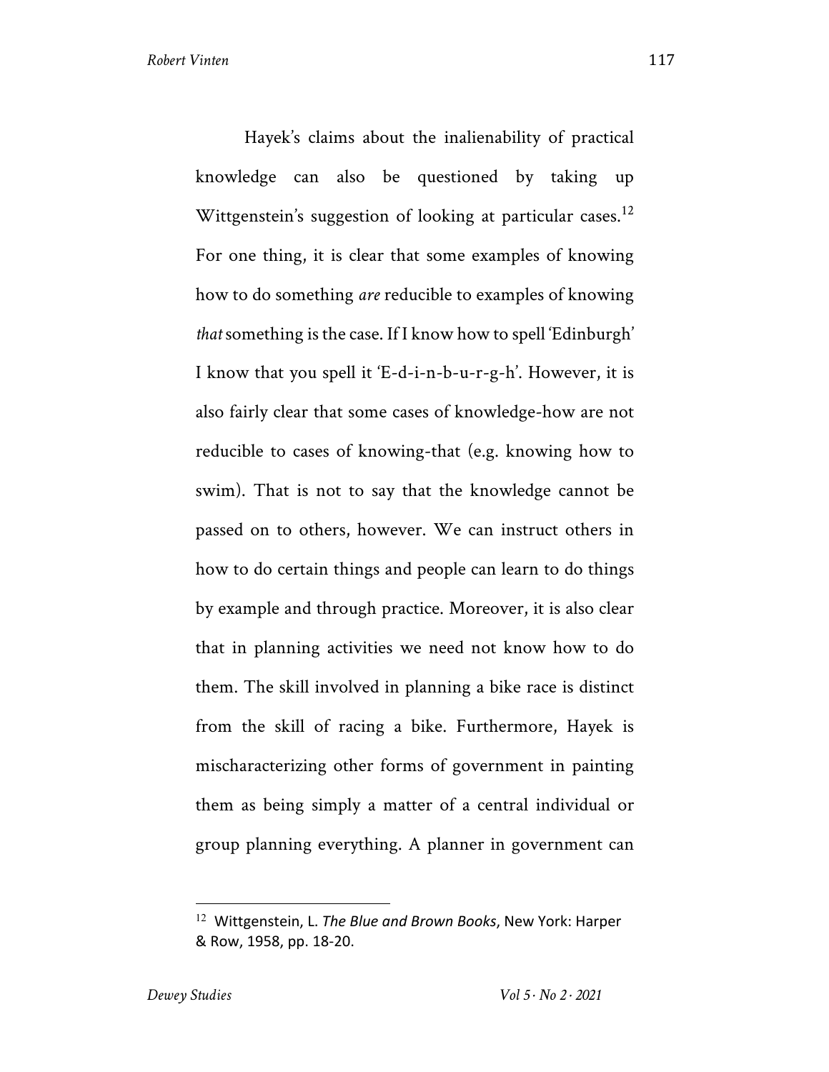Hayek's claims about the inalienability of practical knowledge can also be questioned by taking up Wittgenstein's suggestion of looking at particular cases.[12] For one thing, it is clear that some examples of knowing how to do something *are* reducible to examples of knowing *that* something is the case. If I know how to spell 'Edinburgh' I know that you spell it 'E-d-i-n-b-u-r-g-h'. However, it is also fairly clear that some cases of knowledge-how are not reducible to cases of knowing-that (e.g. knowing how to swim). That is not to say that the knowledge cannot be passed on to others, however. We can instruct others in how to do certain things and people can learn to do things by example and through practice. Moreover, it is also clear that in planning activities we need not know how to do them. The skill involved in planning a bike race is distinct from the skill of racing a bike. Furthermore, Hayek is mischaracterizing other forms of government in painting them as being simply a matter of a central individual or group planning everything. A planner in government can

---

[12] Wittgenstein, L. *The Blue and Brown Books*, New York: Harper & Row, 1958, pp. 18-20.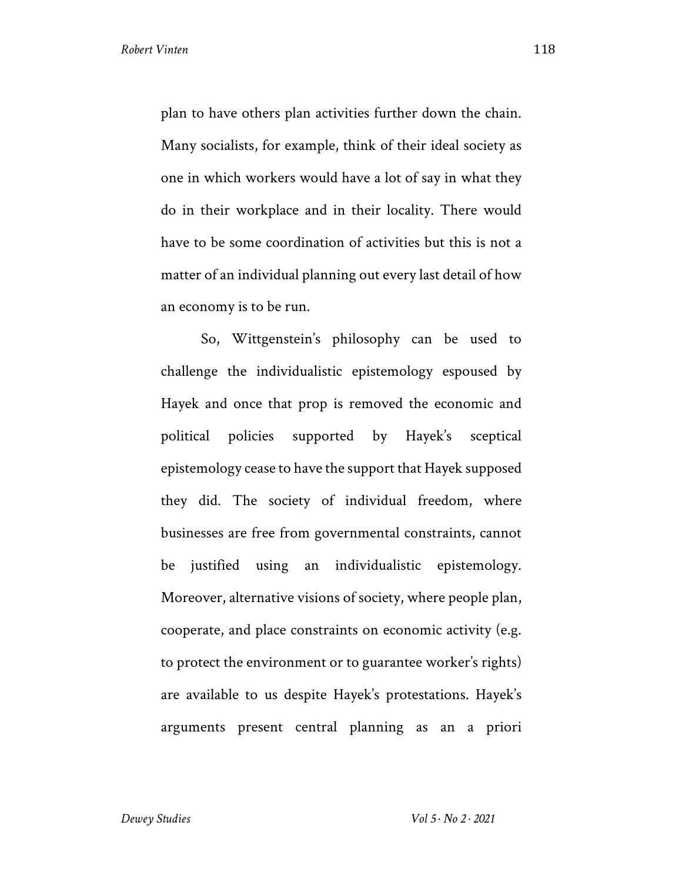plan to have others plan activities further down the chain. Many socialists, for example, think of their ideal society as one in which workers would have a lot of say in what they do in their workplace and in their locality. There would have to be some coordination of activities but this is not a matter of an individual planning out every last detail of how an economy is to be run.

So, Wittgenstein's philosophy can be used to challenge the individualistic epistemology espoused by Hayek and once that prop is removed the economic and political policies supported by Hayek's sceptical epistemology cease to have the support that Hayek supposed they did. The society of individual freedom, where businesses are free from governmental constraints, cannot be justified using an individualistic epistemology. Moreover, alternative visions of society, where people plan, cooperate, and place constraints on economic activity (e.g. to protect the environment or to guarantee worker's rights) are available to us despite Hayek's protestations. Hayek's arguments present central planning as an a priori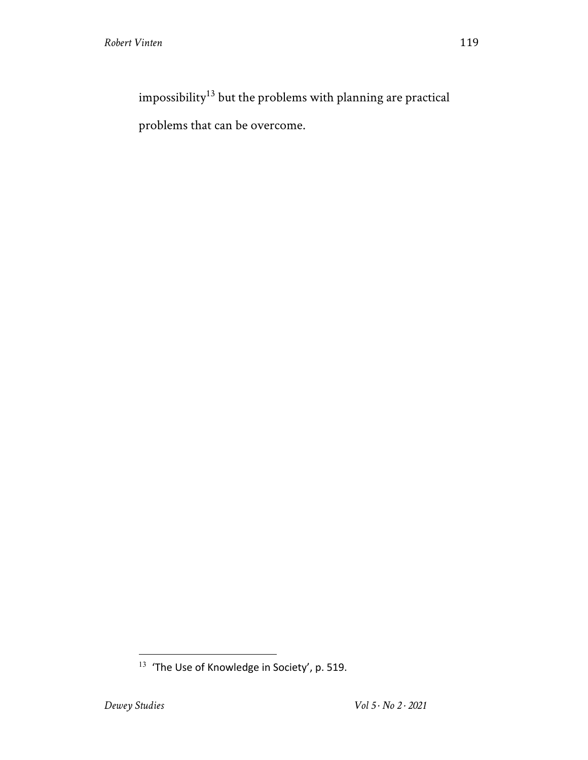impossibility[13] but the problems with planning are practical problems that can be overcome.

[13] 'The Use of Knowledge in Society', p. 519.